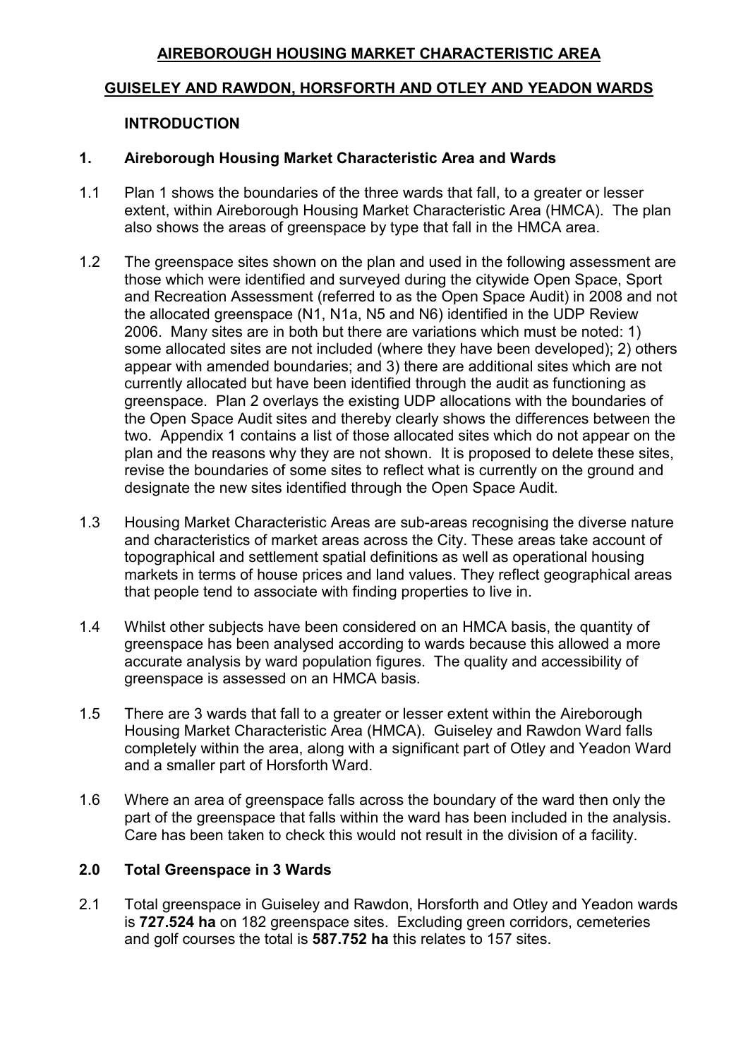# AIREBOROUGH HOUSING MARKET CHARACTERISTIC AREA

## GUISELEY AND RAWDON, HORSFORTH AND OTLEY AND YEADON WARDS

### INTRODUCTION

### 1. Aireborough Housing Market Characteristic Area and Wards

1.1 Plan 1 shows the boundaries of the three wards that fall, to a greater or lesser extent, within Aireborough Housing Market Characteristic Area (HMCA). The plan also shows the areas of greenspace by type that fall in the HMCA area.

1.2 The greenspace sites shown on the plan and used in the following assessment are those which were identified and surveyed during the citywide Open Space, Sport and Recreation Assessment (referred to as the Open Space Audit) in 2008 and not the allocated greenspace (N1, N1a, N5 and N6) identified in the UDP Review 2006. Many sites are in both but there are variations which must be noted: 1) some allocated sites are not included (where they have been developed); 2) others appear with amended boundaries; and 3) there are additional sites which are not currently allocated but have been identified through the audit as functioning as greenspace. Plan 2 overlays the existing UDP allocations with the boundaries of the Open Space Audit sites and thereby clearly shows the differences between the two. Appendix 1 contains a list of those allocated sites which do not appear on the plan and the reasons why they are not shown. It is proposed to delete these sites, revise the boundaries of some sites to reflect what is currently on the ground and designate the new sites identified through the Open Space Audit.

1.3 Housing Market Characteristic Areas are sub-areas recognising the diverse nature and characteristics of market areas across the City. These areas take account of topographical and settlement spatial definitions as well as operational housing markets in terms of house prices and land values. They reflect geographical areas that people tend to associate with finding properties to live in.

1.4 Whilst other subjects have been considered on an HMCA basis, the quantity of greenspace has been analysed according to wards because this allowed a more accurate analysis by ward population figures. The quality and accessibility of greenspace is assessed on an HMCA basis.

1.5 There are 3 wards that fall to a greater or lesser extent within the Aireborough Housing Market Characteristic Area (HMCA). Guiseley and Rawdon Ward falls completely within the area, along with a significant part of Otley and Yeadon Ward and a smaller part of Horsforth Ward.

1.6 Where an area of greenspace falls across the boundary of the ward then only the part of the greenspace that falls within the ward has been included in the analysis. Care has been taken to check this would not result in the division of a facility.

### 2.0 Total Greenspace in 3 Wards

2.1 Total greenspace in Guiseley and Rawdon, Horsforth and Otley and Yeadon wards is **727.524 ha** on 182 greenspace sites. Excluding green corridors, cemeteries and golf courses the total is **587.752 ha** this relates to 157 sites.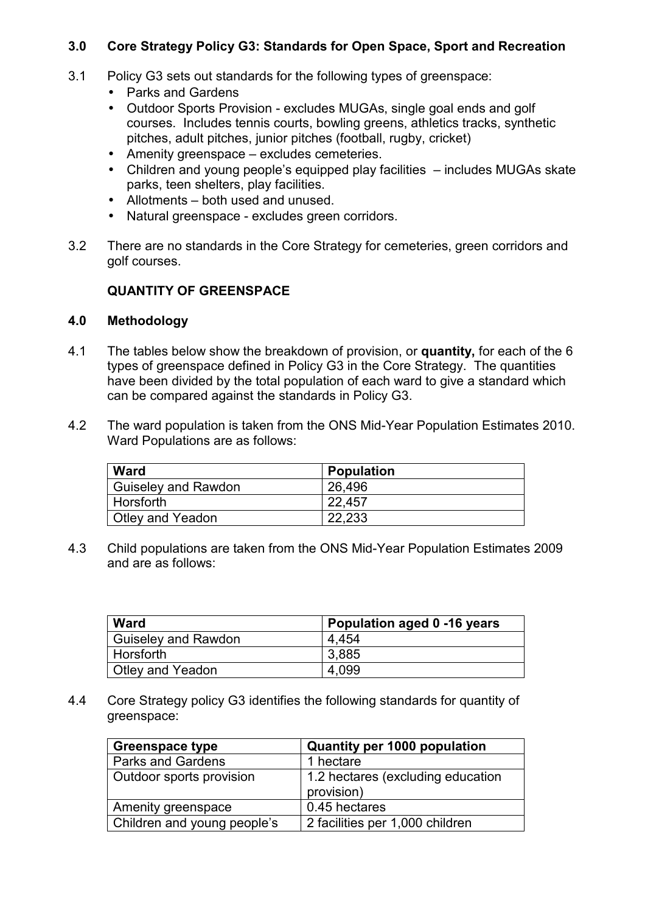## 3.0 Core Strategy Policy G3: Standards for Open Space, Sport and Recreation

3.1 Policy G3 sets out standards for the following types of greenspace:

- Parks and Gardens
- Outdoor Sports Provision - excludes MUGAs, single goal ends and golf courses. Includes tennis courts, bowling greens, athletics tracks, synthetic pitches, adult pitches, junior pitches (football, rugby, cricket)
- Amenity greenspace – excludes cemeteries.
- Children and young people's equipped play facilities – includes MUGAs skate parks, teen shelters, play facilities.
- Allotments – both used and unused.
- Natural greenspace - excludes green corridors.

3.2 There are no standards in the Core Strategy for cemeteries, green corridors and golf courses.

**QUANTITY OF GREENSPACE**

## 4.0 Methodology

4.1 The tables below show the breakdown of provision, or **quantity,** for each of the 6 types of greenspace defined in Policy G3 in the Core Strategy. The quantities have been divided by the total population of each ward to give a standard which can be compared against the standards in Policy G3.

4.2 The ward population is taken from the ONS Mid-Year Population Estimates 2010. Ward Populations are as follows:

| Ward | Population |
|---|---|
| Guiseley and Rawdon | 26,496 |
| Horsforth | 22,457 |
| Otley and Yeadon | 22,233 |

4.3 Child populations are taken from the ONS Mid-Year Population Estimates 2009 and are as follows:

| Ward | Population aged 0 -16 years |
|---|---|
| Guiseley and Rawdon | 4,454 |
| Horsforth | 3,885 |
| Otley and Yeadon | 4,099 |

4.4 Core Strategy policy G3 identifies the following standards for quantity of greenspace:

| Greenspace type | Quantity per 1000 population |
|---|---|
| Parks and Gardens | 1 hectare |
| Outdoor sports provision | 1.2 hectares (excluding education provision) |
| Amenity greenspace | 0.45 hectares |
| Children and young people's | 2 facilities per 1,000 children |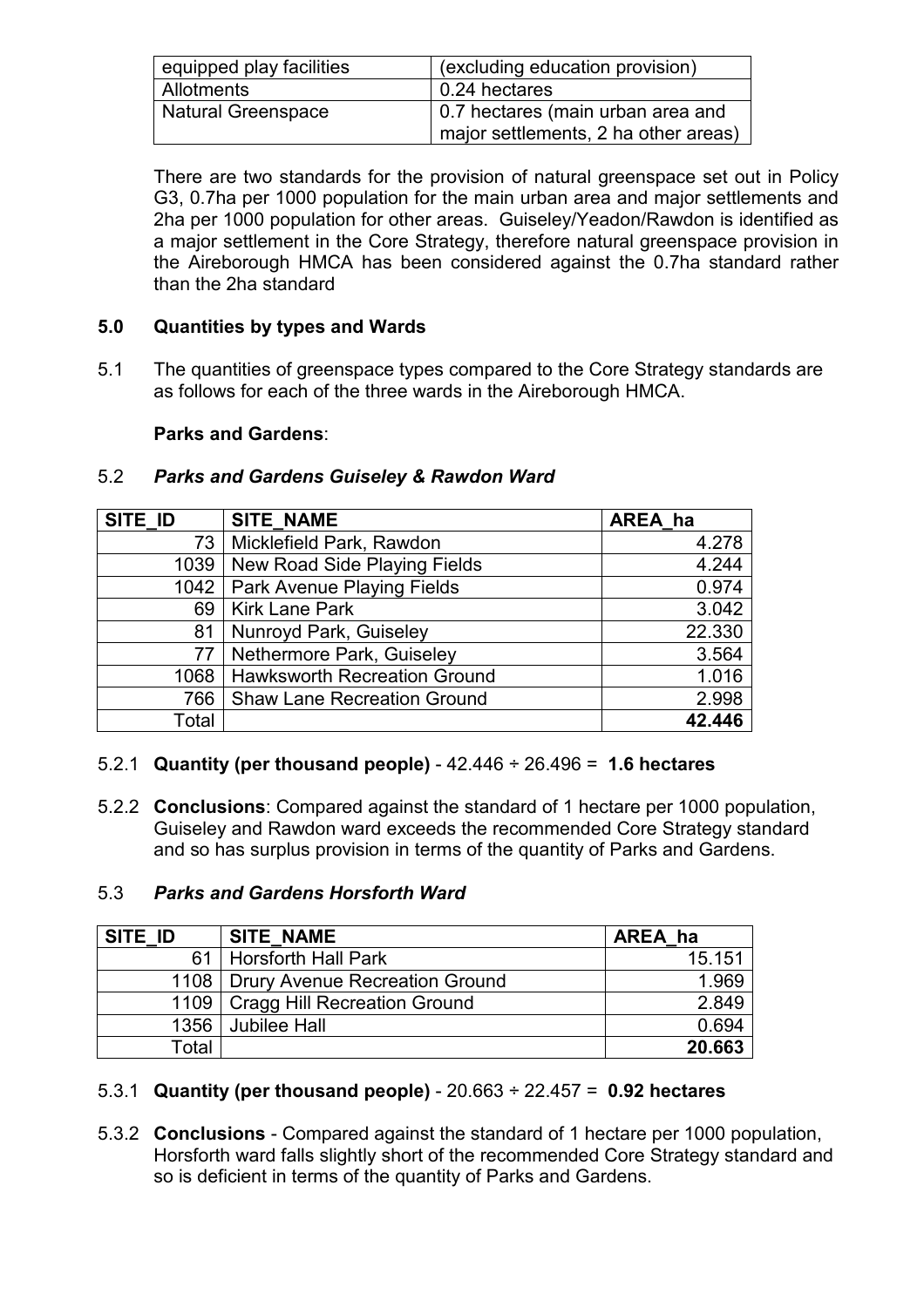| equipped play facilities | (excluding education provision) |
|---|---|
| Allotments | 0.24 hectares |
| Natural Greenspace | 0.7 hectares (main urban area and major settlements, 2 ha other areas) |

There are two standards for the provision of natural greenspace set out in Policy G3, 0.7ha per 1000 population for the main urban area and major settlements and 2ha per 1000 population for other areas. Guiseley/Yeadon/Rawdon is identified as a major settlement in the Core Strategy, therefore natural greenspace provision in the Aireborough HMCA has been considered against the 0.7ha standard rather than the 2ha standard

## 5.0 Quantities by types and Wards

5.1 The quantities of greenspace types compared to the Core Strategy standards are as follows for each of the three wards in the Aireborough HMCA.

**Parks and Gardens**:

### 5.2 *Parks and Gardens Guiseley & Rawdon Ward*

| SITE_ID | SITE_NAME | AREA_ha |
|---|---|---|
| 73 | Micklefield Park, Rawdon | 4.278 |
| 1039 | New Road Side Playing Fields | 4.244 |
| 1042 | Park Avenue Playing Fields | 0.974 |
| 69 | Kirk Lane Park | 3.042 |
| 81 | Nunroyd Park, Guiseley | 22.330 |
| 77 | Nethermore Park, Guiseley | 3.564 |
| 1068 | Hawksworth Recreation Ground | 1.016 |
| 766 | Shaw Lane Recreation Ground | 2.998 |
| Total | | **42.446** |

5.2.1 **Quantity (per thousand people)** - 42.446 ÷ 26.496 = **1.6 hectares**

5.2.2 **Conclusions**: Compared against the standard of 1 hectare per 1000 population, Guiseley and Rawdon ward exceeds the recommended Core Strategy standard and so has surplus provision in terms of the quantity of Parks and Gardens.

### 5.3 *Parks and Gardens Horsforth Ward*

| SITE_ID | SITE_NAME | AREA_ha |
|---|---|---|
| 61 | Horsforth Hall Park | 15.151 |
| 1108 | Drury Avenue Recreation Ground | 1.969 |
| 1109 | Cragg Hill Recreation Ground | 2.849 |
| 1356 | Jubilee Hall | 0.694 |
| Total | | **20.663** |

5.3.1 **Quantity (per thousand people)** - 20.663 ÷ 22.457 = **0.92 hectares**

5.3.2 **Conclusions** - Compared against the standard of 1 hectare per 1000 population, Horsforth ward falls slightly short of the recommended Core Strategy standard and so is deficient in terms of the quantity of Parks and Gardens.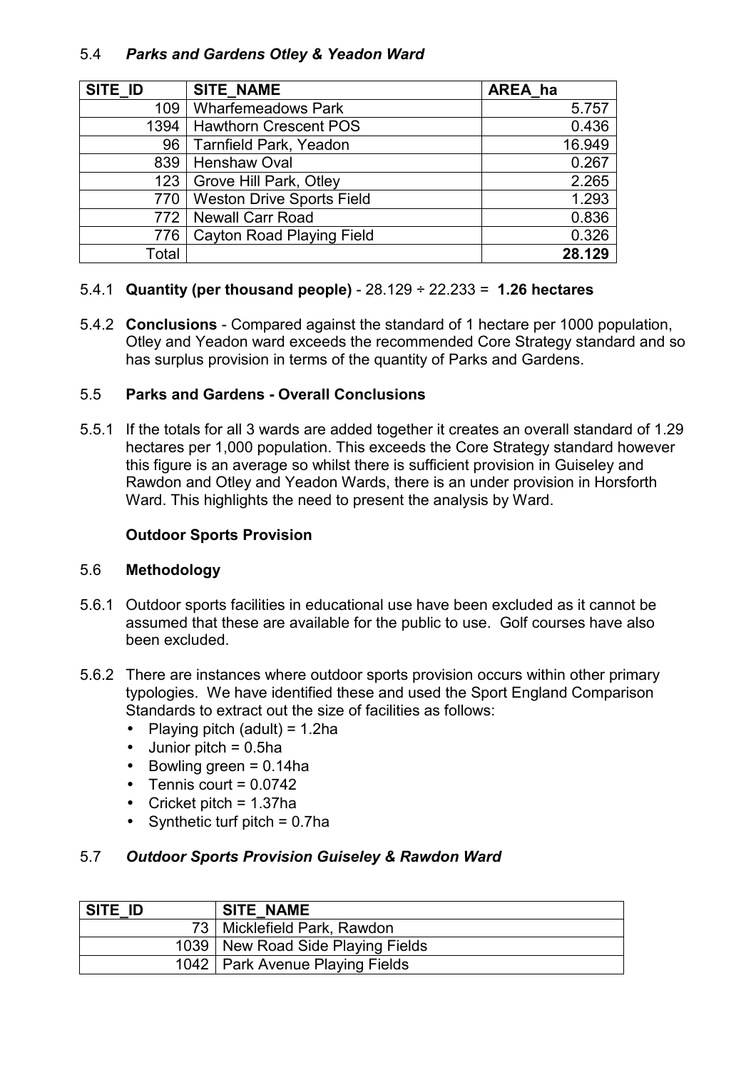### 5.4 *Parks and Gardens Otley & Yeadon Ward*

| SITE_ID | SITE_NAME | AREA_ha |
|---|---|---|
| 109 | Wharfemeadows Park | 5.757 |
| 1394 | Hawthorn Crescent POS | 0.436 |
| 96 | Tarnfield Park, Yeadon | 16.949 |
| 839 | Henshaw Oval | 0.267 |
| 123 | Grove Hill Park, Otley | 2.265 |
| 770 | Weston Drive Sports Field | 1.293 |
| 772 | Newall Carr Road | 0.836 |
| 776 | Cayton Road Playing Field | 0.326 |
| Total | | **28.129** |

5.4.1 **Quantity (per thousand people)** - 28.129 ÷ 22.233 = **1.26 hectares**

5.4.2 **Conclusions** - Compared against the standard of 1 hectare per 1000 population, Otley and Yeadon ward exceeds the recommended Core Strategy standard and so has surplus provision in terms of the quantity of Parks and Gardens.

### 5.5 **Parks and Gardens - Overall Conclusions**

5.5.1 If the totals for all 3 wards are added together it creates an overall standard of 1.29 hectares per 1,000 population. This exceeds the Core Strategy standard however this figure is an average so whilst there is sufficient provision in Guiseley and Rawdon and Otley and Yeadon Wards, there is an under provision in Horsforth Ward. This highlights the need to present the analysis by Ward.

## **Outdoor Sports Provision**

### 5.6 **Methodology**

5.6.1 Outdoor sports facilities in educational use have been excluded as it cannot be assumed that these are available for the public to use. Golf courses have also been excluded.

5.6.2 There are instances where outdoor sports provision occurs within other primary typologies. We have identified these and used the Sport England Comparison Standards to extract out the size of facilities as follows:

- Playing pitch (adult) = 1.2ha
- Junior pitch = 0.5ha
- Bowling green = 0.14ha
- Tennis court = 0.0742
- Cricket pitch = 1.37ha
- Synthetic turf pitch = 0.7ha

### 5.7 *Outdoor Sports Provision Guiseley & Rawdon Ward*

| SITE_ID | SITE_NAME |
|---|---|
| 73 | Micklefield Park, Rawdon |
| 1039 | New Road Side Playing Fields |
| 1042 | Park Avenue Playing Fields |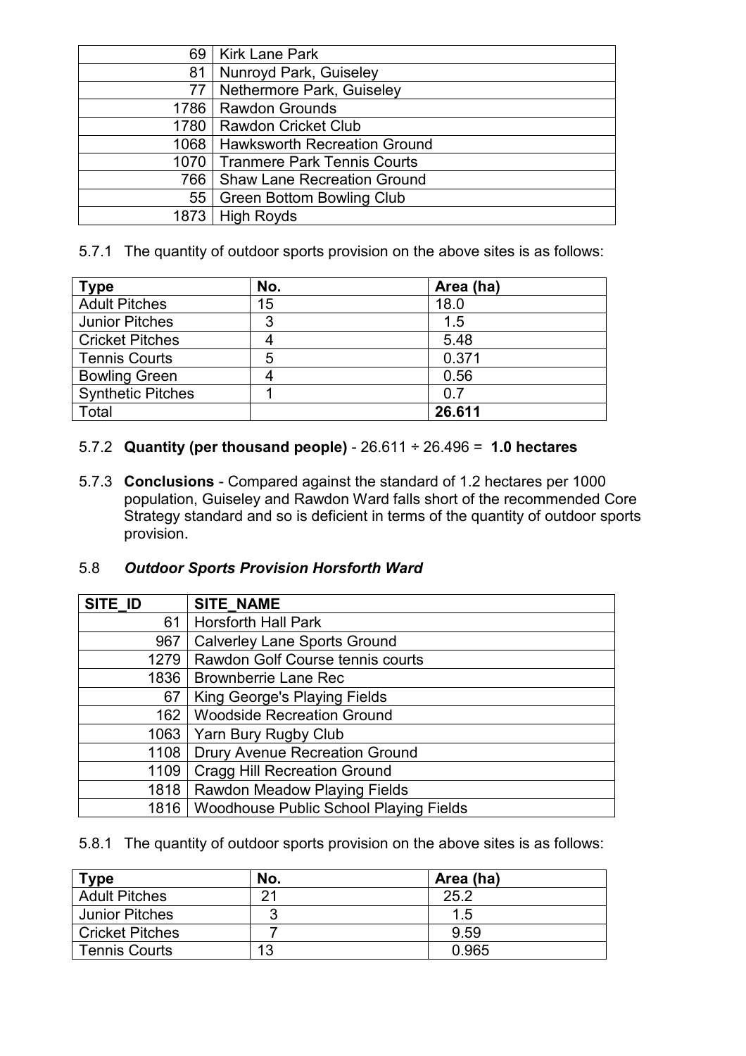| | |
|---|---|
| 69 | Kirk Lane Park |
| 81 | Nunroyd Park, Guiseley |
| 77 | Nethermore Park, Guiseley |
| 1786 | Rawdon Grounds |
| 1780 | Rawdon Cricket Club |
| 1068 | Hawksworth Recreation Ground |
| 1070 | Tranmere Park Tennis Courts |
| 766 | Shaw Lane Recreation Ground |
| 55 | Green Bottom Bowling Club |
| 1873 | High Royds |

5.7.1 The quantity of outdoor sports provision on the above sites is as follows:

| Type | No. | Area (ha) |
|---|---|---|
| Adult Pitches | 15 | 18.0 |
| Junior Pitches | 3 | 1.5 |
| Cricket Pitches | 4 | 5.48 |
| Tennis Courts | 5 | 0.371 |
| Bowling Green | 4 | 0.56 |
| Synthetic Pitches | 1 | 0.7 |
| Total | | **26.611** |

5.7.2 **Quantity (per thousand people)** - 26.611 ÷ 26.496 = **1.0 hectares**

5.7.3 **Conclusions** - Compared against the standard of 1.2 hectares per 1000 population, Guiseley and Rawdon Ward falls short of the recommended Core Strategy standard and so is deficient in terms of the quantity of outdoor sports provision.

## 5.8 *Outdoor Sports Provision Horsforth Ward*

| SITE_ID | SITE_NAME |
|---|---|
| 61 | Horsforth Hall Park |
| 967 | Calverley Lane Sports Ground |
| 1279 | Rawdon Golf Course tennis courts |
| 1836 | Brownberrie Lane Rec |
| 67 | King George's Playing Fields |
| 162 | Woodside Recreation Ground |
| 1063 | Yarn Bury Rugby Club |
| 1108 | Drury Avenue Recreation Ground |
| 1109 | Cragg Hill Recreation Ground |
| 1818 | Rawdon Meadow Playing Fields |
| 1816 | Woodhouse Public School Playing Fields |

5.8.1 The quantity of outdoor sports provision on the above sites is as follows:

| Type | No. | Area (ha) |
|---|---|---|
| Adult Pitches | 21 | 25.2 |
| Junior Pitches | 3 | 1.5 |
| Cricket Pitches | 7 | 9.59 |
| Tennis Courts | 13 | 0.965 |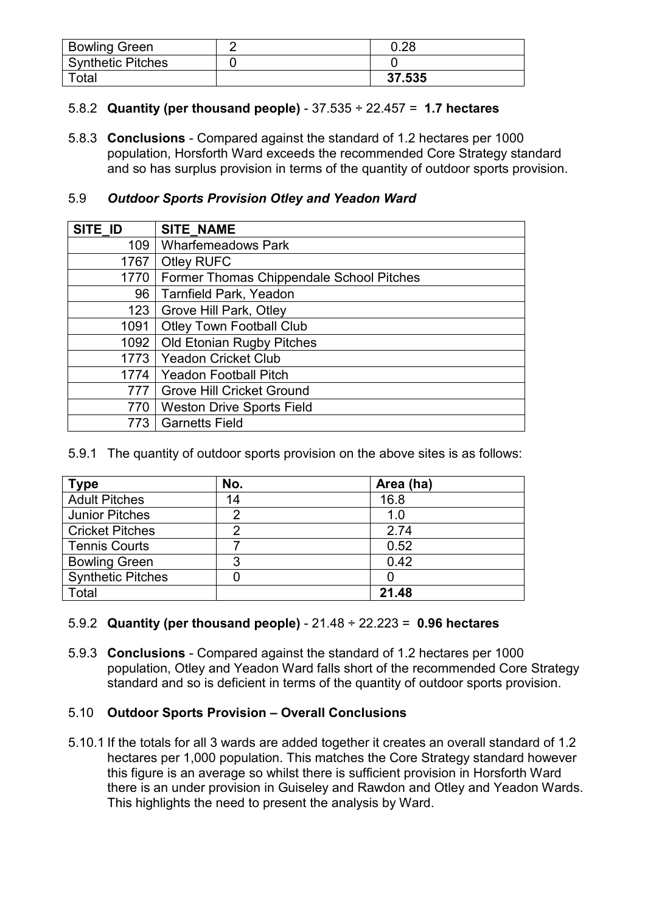| Bowling Green | 2 | 0.28 |
|---|---|---|
| Synthetic Pitches | 0 | 0 |
| Total | | **37.535** |

5.8.2 **Quantity (per thousand people)** - 37.535 ÷ 22.457 = **1.7 hectares**

5.8.3 **Conclusions** - Compared against the standard of 1.2 hectares per 1000 population, Horsforth Ward exceeds the recommended Core Strategy standard and so has surplus provision in terms of the quantity of outdoor sports provision.

### 5.9 *Outdoor Sports Provision Otley and Yeadon Ward*

| SITE_ID | SITE_NAME |
|---|---|
| 109 | Wharfemeadows Park |
| 1767 | Otley RUFC |
| 1770 | Former Thomas Chippendale School Pitches |
| 96 | Tarnfield Park, Yeadon |
| 123 | Grove Hill Park, Otley |
| 1091 | Otley Town Football Club |
| 1092 | Old Etonian Rugby Pitches |
| 1773 | Yeadon Cricket Club |
| 1774 | Yeadon Football Pitch |
| 777 | Grove Hill Cricket Ground |
| 770 | Weston Drive Sports Field |
| 773 | Garnetts Field |

5.9.1 The quantity of outdoor sports provision on the above sites is as follows:

| Type | No. | Area (ha) |
|---|---|---|
| Adult Pitches | 14 | 16.8 |
| Junior Pitches | 2 | 1.0 |
| Cricket Pitches | 2 | 2.74 |
| Tennis Courts | 7 | 0.52 |
| Bowling Green | 3 | 0.42 |
| Synthetic Pitches | 0 | 0 |
| Total | | **21.48** |

5.9.2 **Quantity (per thousand people)** - 21.48 ÷ 22.223 = **0.96 hectares**

5.9.3 **Conclusions** - Compared against the standard of 1.2 hectares per 1000 population, Otley and Yeadon Ward falls short of the recommended Core Strategy standard and so is deficient in terms of the quantity of outdoor sports provision.

### 5.10 **Outdoor Sports Provision – Overall Conclusions**

5.10.1 If the totals for all 3 wards are added together it creates an overall standard of 1.2 hectares per 1,000 population. This matches the Core Strategy standard however this figure is an average so whilst there is sufficient provision in Horsforth Ward there is an under provision in Guiseley and Rawdon and Otley and Yeadon Wards. This highlights the need to present the analysis by Ward.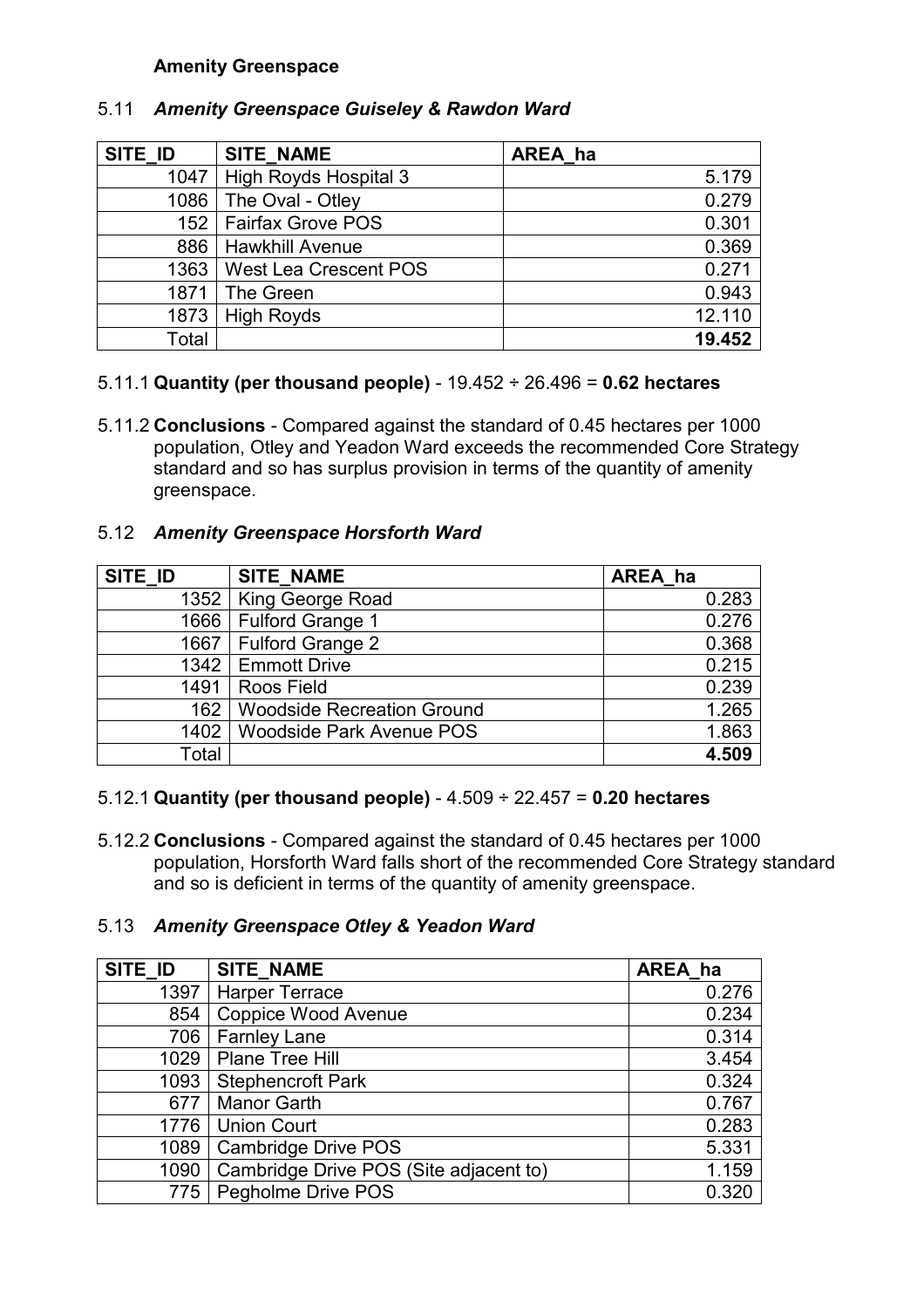**Amenity Greenspace**

### 5.11 *Amenity Greenspace Guiseley & Rawdon Ward*

| SITE_ID | SITE_NAME | AREA_ha |
|---|---|---|
| 1047 | High Royds Hospital 3 | 5.179 |
| 1086 | The Oval - Otley | 0.279 |
| 152 | Fairfax Grove POS | 0.301 |
| 886 | Hawkhill Avenue | 0.369 |
| 1363 | West Lea Crescent POS | 0.271 |
| 1871 | The Green | 0.943 |
| 1873 | High Royds | 12.110 |
| Total | | **19.452** |

5.11.1 **Quantity (per thousand people)** - 19.452 ÷ 26.496 = **0.62 hectares**

5.11.2 **Conclusions** - Compared against the standard of 0.45 hectares per 1000 population, Otley and Yeadon Ward exceeds the recommended Core Strategy standard and so has surplus provision in terms of the quantity of amenity greenspace.

### 5.12 *Amenity Greenspace Horsforth Ward*

| SITE_ID | SITE_NAME | AREA_ha |
|---|---|---|
| 1352 | King George Road | 0.283 |
| 1666 | Fulford Grange 1 | 0.276 |
| 1667 | Fulford Grange 2 | 0.368 |
| 1342 | Emmott Drive | 0.215 |
| 1491 | Roos Field | 0.239 |
| 162 | Woodside Recreation Ground | 1.265 |
| 1402 | Woodside Park Avenue POS | 1.863 |
| Total | | **4.509** |

5.12.1 **Quantity (per thousand people)** - 4.509 ÷ 22.457 = **0.20 hectares**

5.12.2 **Conclusions** - Compared against the standard of 0.45 hectares per 1000 population, Horsforth Ward falls short of the recommended Core Strategy standard and so is deficient in terms of the quantity of amenity greenspace.

### 5.13 *Amenity Greenspace Otley & Yeadon Ward*

| SITE_ID | SITE_NAME | AREA_ha |
|---|---|---|
| 1397 | Harper Terrace | 0.276 |
| 854 | Coppice Wood Avenue | 0.234 |
| 706 | Farnley Lane | 0.314 |
| 1029 | Plane Tree Hill | 3.454 |
| 1093 | Stephencroft Park | 0.324 |
| 677 | Manor Garth | 0.767 |
| 1776 | Union Court | 0.283 |
| 1089 | Cambridge Drive POS | 5.331 |
| 1090 | Cambridge Drive POS (Site adjacent to) | 1.159 |
| 775 | Pegholme Drive POS | 0.320 |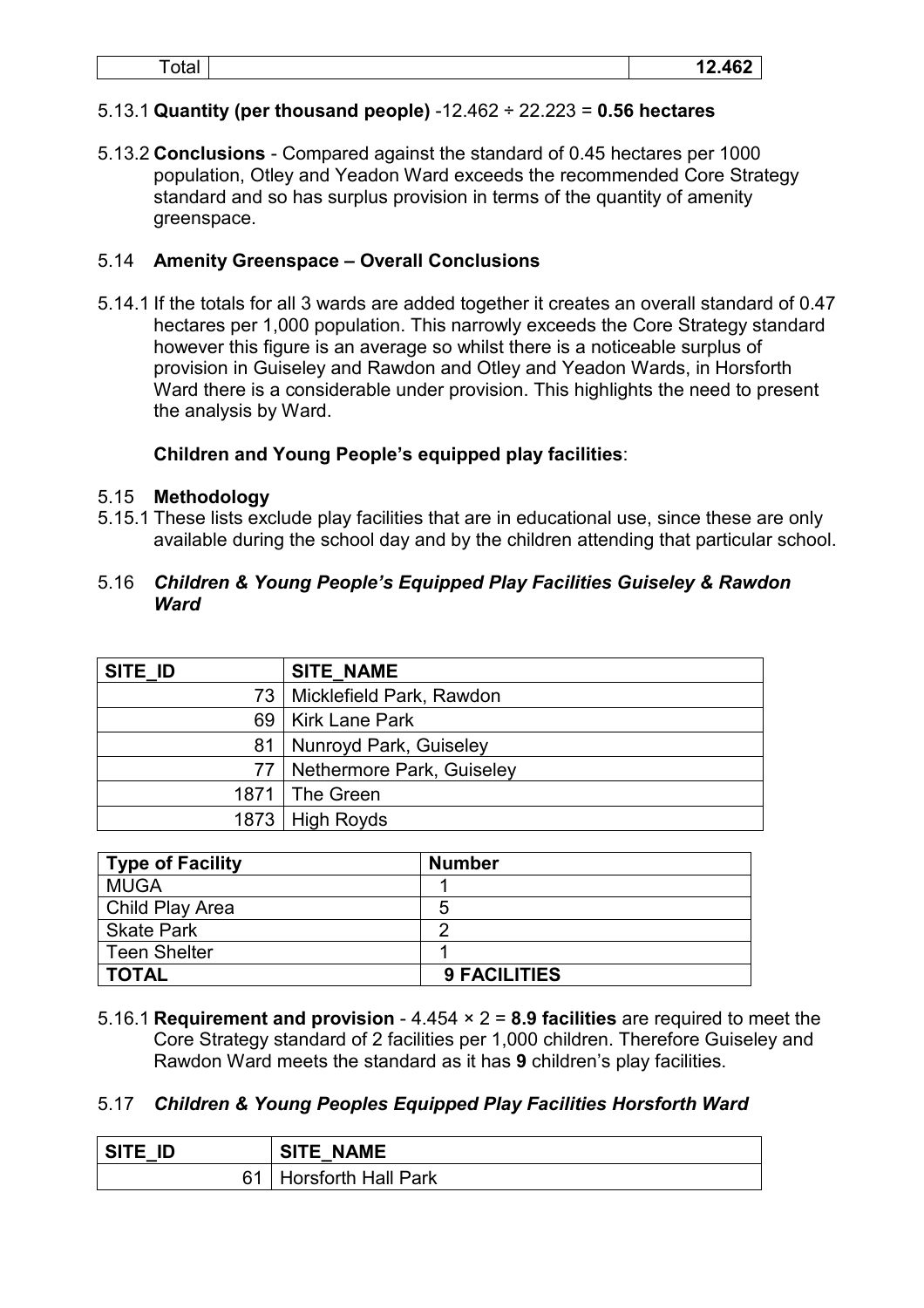| Total | | 12.462 |
|---|---|---|

5.13.1 **Quantity (per thousand people)** -12.462 ÷ 22.223 = **0.56 hectares**

5.13.2 **Conclusions** - Compared against the standard of 0.45 hectares per 1000 population, Otley and Yeadon Ward exceeds the recommended Core Strategy standard and so has surplus provision in terms of the quantity of amenity greenspace.

### 5.14 Amenity Greenspace – Overall Conclusions

5.14.1 If the totals for all 3 wards are added together it creates an overall standard of 0.47 hectares per 1,000 population. This narrowly exceeds the Core Strategy standard however this figure is an average so whilst there is a noticeable surplus of provision in Guiseley and Rawdon and Otley and Yeadon Wards, in Horsforth Ward there is a considerable under provision. This highlights the need to present the analysis by Ward.

**Children and Young People's equipped play facilities**:

### 5.15 Methodology

5.15.1 These lists exclude play facilities that are in educational use, since these are only available during the school day and by the children attending that particular school.

### 5.16 *Children & Young People's Equipped Play Facilities Guiseley & Rawdon Ward*

| SITE_ID | SITE_NAME |
|---|---|
| 73 | Micklefield Park, Rawdon |
| 69 | Kirk Lane Park |
| 81 | Nunroyd Park, Guiseley |
| 77 | Nethermore Park, Guiseley |
| 1871 | The Green |
| 1873 | High Royds |

| Type of Facility | Number |
|---|---|
| MUGA | 1 |
| Child Play Area | 5 |
| Skate Park | 2 |
| Teen Shelter | 1 |
| **TOTAL** | **9 FACILITIES** |

5.16.1 **Requirement and provision** - 4.454 × 2 = **8.9 facilities** are required to meet the Core Strategy standard of 2 facilities per 1,000 children. Therefore Guiseley and Rawdon Ward meets the standard as it has **9** children's play facilities.

### 5.17 *Children & Young Peoples Equipped Play Facilities Horsforth Ward*

| SITE_ID | SITE_NAME |
|---|---|
| 61 | Horsforth Hall Park |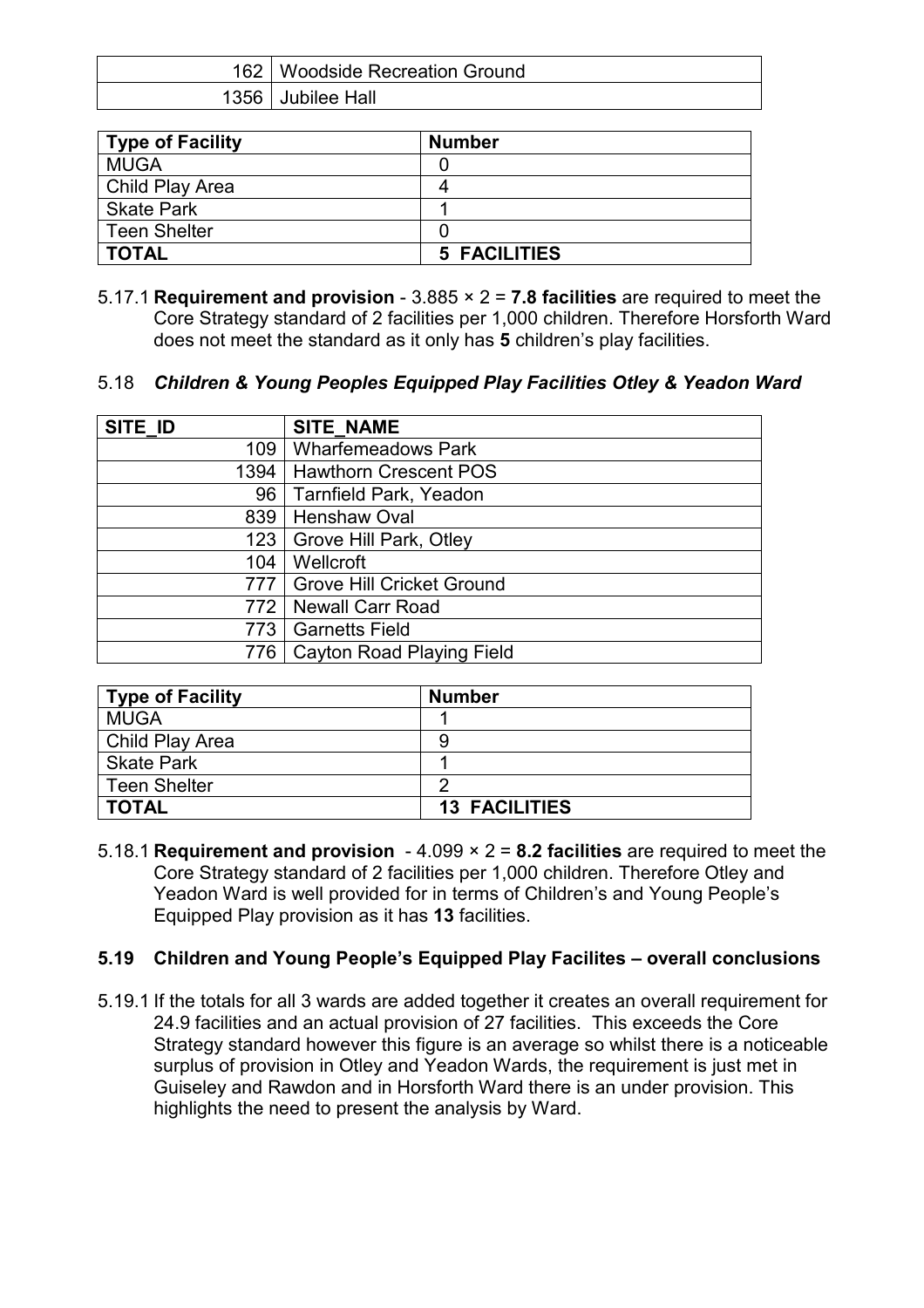| | |
|---|---|
| 162 | Woodside Recreation Ground |
| 1356 | Jubilee Hall |

| Type of Facility | Number |
|---|---|
| MUGA | 0 |
| Child Play Area | 4 |
| Skate Park | 1 |
| Teen Shelter | 0 |
| **TOTAL** | **5 FACILITIES** |

5.17.1 **Requirement and provision** - 3.885 × 2 = **7.8 facilities** are required to meet the Core Strategy standard of 2 facilities per 1,000 children. Therefore Horsforth Ward does not meet the standard as it only has **5** children's play facilities.

### 5.18 *Children & Young Peoples Equipped Play Facilities Otley & Yeadon Ward*

| SITE_ID | SITE_NAME |
|---|---|
| 109 | Wharfemeadows Park |
| 1394 | Hawthorn Crescent POS |
| 96 | Tarnfield Park, Yeadon |
| 839 | Henshaw Oval |
| 123 | Grove Hill Park, Otley |
| 104 | Wellcroft |
| 777 | Grove Hill Cricket Ground |
| 772 | Newall Carr Road |
| 773 | Garnetts Field |
| 776 | Cayton Road Playing Field |

| Type of Facility | Number |
|---|---|
| MUGA | 1 |
| Child Play Area | 9 |
| Skate Park | 1 |
| Teen Shelter | 2 |
| **TOTAL** | **13 FACILITIES** |

5.18.1 **Requirement and provision** - 4.099 × 2 = **8.2 facilities** are required to meet the Core Strategy standard of 2 facilities per 1,000 children. Therefore Otley and Yeadon Ward is well provided for in terms of Children's and Young People's Equipped Play provision as it has **13** facilities.

### 5.19 Children and Young People's Equipped Play Facilites – overall conclusions

5.19.1 If the totals for all 3 wards are added together it creates an overall requirement for 24.9 facilities and an actual provision of 27 facilities. This exceeds the Core Strategy standard however this figure is an average so whilst there is a noticeable surplus of provision in Otley and Yeadon Wards, the requirement is just met in Guiseley and Rawdon and in Horsforth Ward there is an under provision. This highlights the need to present the analysis by Ward.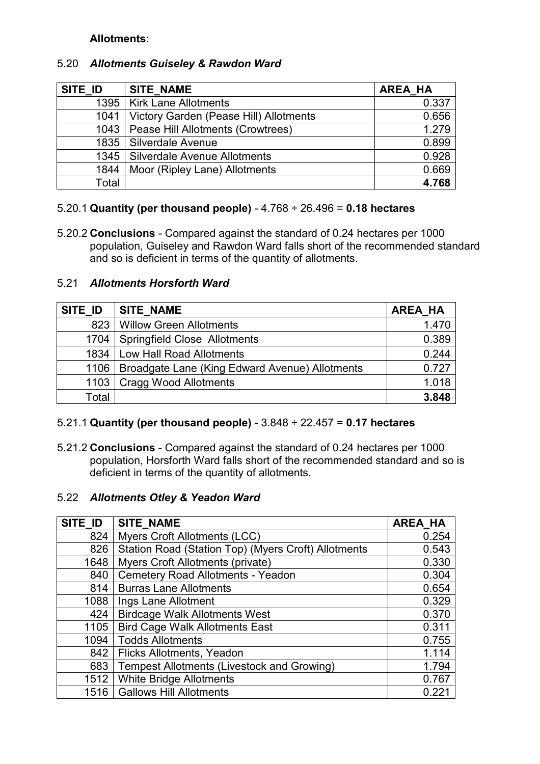**Allotments**:

### 5.20 *Allotments Guiseley & Rawdon Ward*

| SITE_ID | SITE_NAME | AREA_HA |
|---|---|---|
| 1395 | Kirk Lane Allotments | 0.337 |
| 1041 | Victory Garden (Pease Hill) Allotments | 0.656 |
| 1043 | Pease Hill Allotments (Crowtrees) | 1.279 |
| 1835 | Silverdale Avenue | 0.899 |
| 1345 | Silverdale Avenue Allotments | 0.928 |
| 1844 | Moor (Ripley Lane) Allotments | 0.669 |
| Total | | **4.768** |

5.20.1 **Quantity (per thousand people)** - 4.768 ÷ 26.496 = **0.18 hectares**

5.20.2 **Conclusions** - Compared against the standard of 0.24 hectares per 1000 population, Guiseley and Rawdon Ward falls short of the recommended standard and so is deficient in terms of the quantity of allotments.

### 5.21 *Allotments Horsforth Ward*

| SITE_ID | SITE_NAME | AREA_HA |
|---|---|---|
| 823 | Willow Green Allotments | 1.470 |
| 1704 | Springfield Close Allotments | 0.389 |
| 1834 | Low Hall Road Allotments | 0.244 |
| 1106 | Broadgate Lane (King Edward Avenue) Allotments | 0.727 |
| 1103 | Cragg Wood Allotments | 1.018 |
| Total | | **3.848** |

5.21.1 **Quantity (per thousand people)** - 3.848 ÷ 22.457 = **0.17 hectares**

5.21.2 **Conclusions** - Compared against the standard of 0.24 hectares per 1000 population, Horsforth Ward falls short of the recommended standard and so is deficient in terms of the quantity of allotments.

### 5.22 *Allotments Otley & Yeadon Ward*

| SITE_ID | SITE_NAME | AREA_HA |
|---|---|---|
| 824 | Myers Croft Allotments (LCC) | 0.254 |
| 826 | Station Road (Station Top) (Myers Croft) Allotments | 0.543 |
| 1648 | Myers Croft Allotments (private) | 0.330 |
| 840 | Cemetery Road Allotments - Yeadon | 0.304 |
| 814 | Burras Lane Allotments | 0.654 |
| 1088 | Ings Lane Allotment | 0.329 |
| 424 | Birdcage Walk Allotments West | 0.370 |
| 1105 | Bird Cage Walk Allotments East | 0.311 |
| 1094 | Todds Allotments | 0.755 |
| 842 | Flicks Allotments, Yeadon | 1.114 |
| 683 | Tempest Allotments (Livestock and Growing) | 1.794 |
| 1512 | White Bridge Allotments | 0.767 |
| 1516 | Gallows Hill Allotments | 0.221 |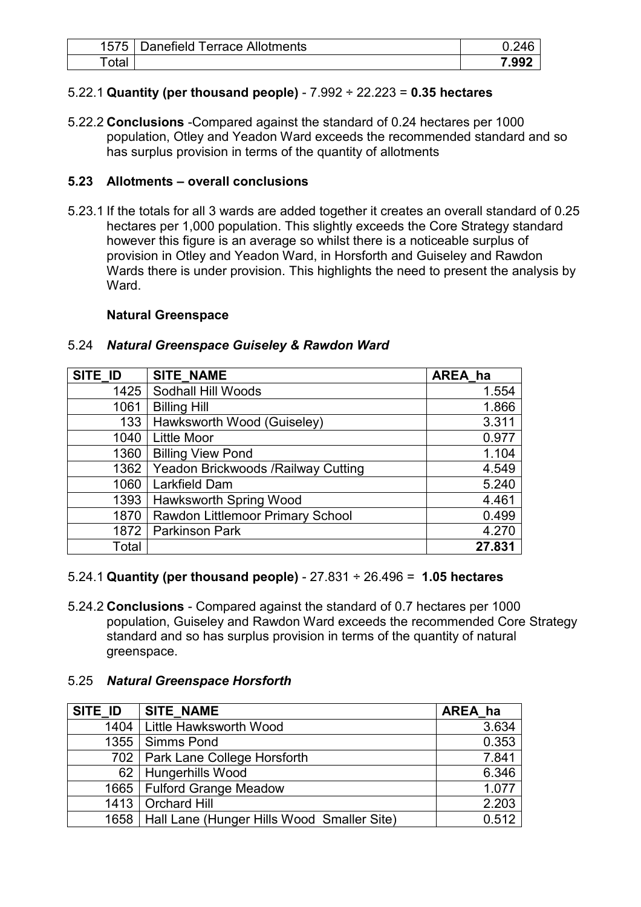| | | |
|---|---|---|
| 1575 | Danefield Terrace Allotments | 0.246 |
| Total | | **7.992** |

5.22.1 **Quantity (per thousand people)** - 7.992 ÷ 22.223 = **0.35 hectares**

5.22.2 **Conclusions** -Compared against the standard of 0.24 hectares per 1000 population, Otley and Yeadon Ward exceeds the recommended standard and so has surplus provision in terms of the quantity of allotments

### 5.23 Allotments – overall conclusions

5.23.1 If the totals for all 3 wards are added together it creates an overall standard of 0.25 hectares per 1,000 population. This slightly exceeds the Core Strategy standard however this figure is an average so whilst there is a noticeable surplus of provision in Otley and Yeadon Ward, in Horsforth and Guiseley and Rawdon Wards there is under provision. This highlights the need to present the analysis by Ward.

**Natural Greenspace**

### 5.24 *Natural Greenspace Guiseley & Rawdon Ward*

| SITE_ID | SITE_NAME | AREA_ha |
|---|---|---|
| 1425 | Sodhall Hill Woods | 1.554 |
| 1061 | Billing Hill | 1.866 |
| 133 | Hawksworth Wood (Guiseley) | 3.311 |
| 1040 | Little Moor | 0.977 |
| 1360 | Billing View Pond | 1.104 |
| 1362 | Yeadon Brickwoods /Railway Cutting | 4.549 |
| 1060 | Larkfield Dam | 5.240 |
| 1393 | Hawksworth Spring Wood | 4.461 |
| 1870 | Rawdon Littlemoor Primary School | 0.499 |
| 1872 | Parkinson Park | 4.270 |
| Total | | **27.831** |

5.24.1 **Quantity (per thousand people)** - 27.831 ÷ 26.496 = **1.05 hectares**

5.24.2 **Conclusions** - Compared against the standard of 0.7 hectares per 1000 population, Guiseley and Rawdon Ward exceeds the recommended Core Strategy standard and so has surplus provision in terms of the quantity of natural greenspace.

### 5.25 *Natural Greenspace Horsforth*

| SITE_ID | SITE_NAME | AREA_ha |
|---|---|---|
| 1404 | Little Hawksworth Wood | 3.634 |
| 1355 | Simms Pond | 0.353 |
| 702 | Park Lane College Horsforth | 7.841 |
| 62 | Hungerhills Wood | 6.346 |
| 1665 | Fulford Grange Meadow | 1.077 |
| 1413 | Orchard Hill | 2.203 |
| 1658 | Hall Lane (Hunger Hills Wood Smaller Site) | 0.512 |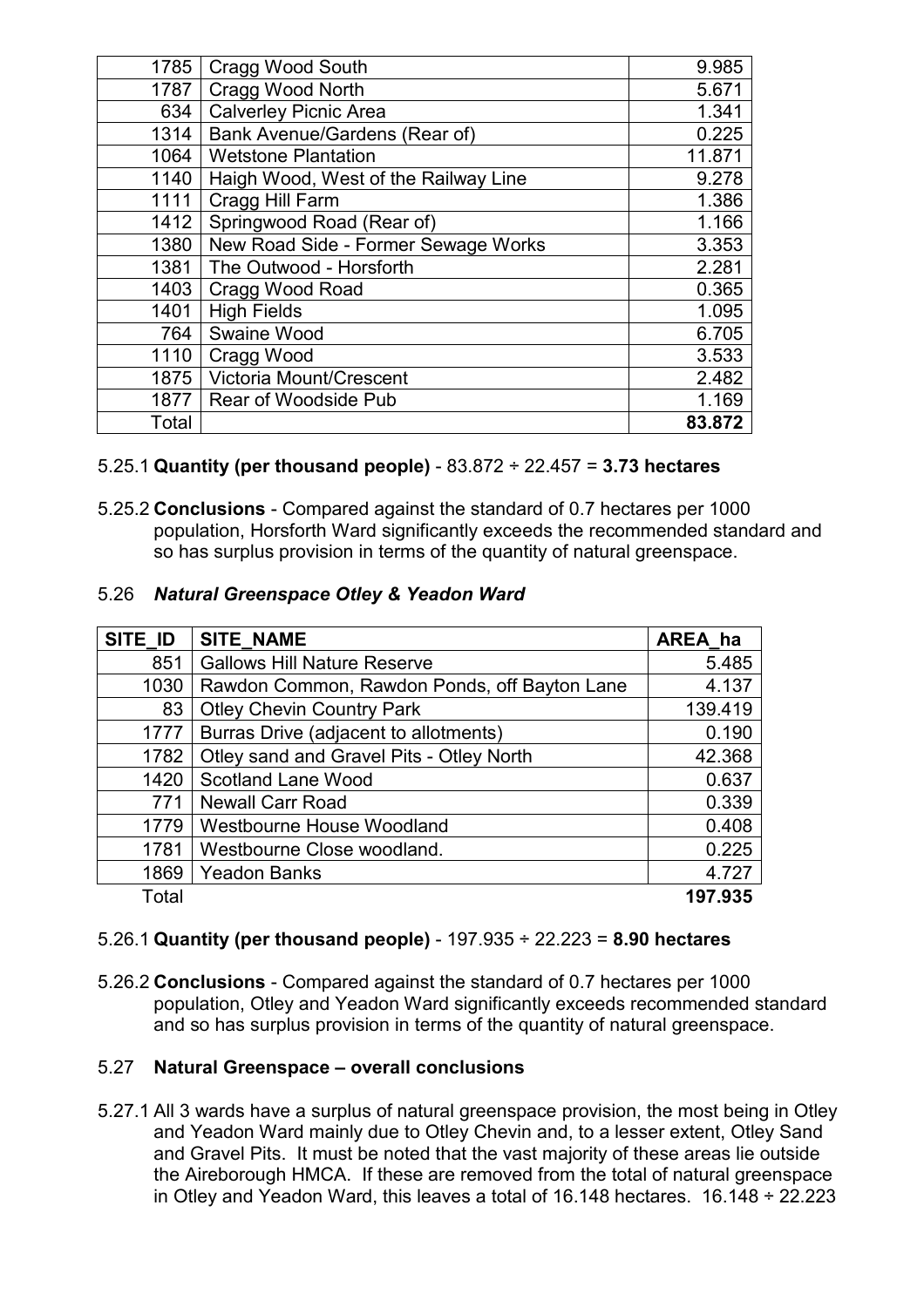| | | |
|---|---|---|
| 1785 | Cragg Wood South | 9.985 |
| 1787 | Cragg Wood North | 5.671 |
| 634 | Calverley Picnic Area | 1.341 |
| 1314 | Bank Avenue/Gardens (Rear of) | 0.225 |
| 1064 | Wetstone Plantation | 11.871 |
| 1140 | Haigh Wood, West of the Railway Line | 9.278 |
| 1111 | Cragg Hill Farm | 1.386 |
| 1412 | Springwood Road (Rear of) | 1.166 |
| 1380 | New Road Side - Former Sewage Works | 3.353 |
| 1381 | The Outwood - Horsforth | 2.281 |
| 1403 | Cragg Wood Road | 0.365 |
| 1401 | High Fields | 1.095 |
| 764 | Swaine Wood | 6.705 |
| 1110 | Cragg Wood | 3.533 |
| 1875 | Victoria Mount/Crescent | 2.482 |
| 1877 | Rear of Woodside Pub | 1.169 |
| Total | | **83.872** |

5.25.1 **Quantity (per thousand people)** - 83.872 ÷ 22.457 = **3.73 hectares**

5.25.2 **Conclusions** - Compared against the standard of 0.7 hectares per 1000 population, Horsforth Ward significantly exceeds the recommended standard and so has surplus provision in terms of the quantity of natural greenspace.

### 5.26 *Natural Greenspace Otley & Yeadon Ward*

| SITE_ID | SITE_NAME | AREA_ha |
|---|---|---|
| 851 | Gallows Hill Nature Reserve | 5.485 |
| 1030 | Rawdon Common, Rawdon Ponds, off Bayton Lane | 4.137 |
| 83 | Otley Chevin Country Park | 139.419 |
| 1777 | Burras Drive (adjacent to allotments) | 0.190 |
| 1782 | Otley sand and Gravel Pits - Otley North | 42.368 |
| 1420 | Scotland Lane Wood | 0.637 |
| 771 | Newall Carr Road | 0.339 |
| 1779 | Westbourne House Woodland | 0.408 |
| 1781 | Westbourne Close woodland. | 0.225 |
| 1869 | Yeadon Banks | 4.727 |
| Total | | **197.935** |

5.26.1 **Quantity (per thousand people)** - 197.935 ÷ 22.223 = **8.90 hectares**

5.26.2 **Conclusions** - Compared against the standard of 0.7 hectares per 1000 population, Otley and Yeadon Ward significantly exceeds recommended standard and so has surplus provision in terms of the quantity of natural greenspace.

### 5.27 **Natural Greenspace – overall conclusions**

5.27.1 All 3 wards have a surplus of natural greenspace provision, the most being in Otley and Yeadon Ward mainly due to Otley Chevin and, to a lesser extent, Otley Sand and Gravel Pits. It must be noted that the vast majority of these areas lie outside the Aireborough HMCA. If these are removed from the total of natural greenspace in Otley and Yeadon Ward, this leaves a total of 16.148 hectares. 16.148 ÷ 22.223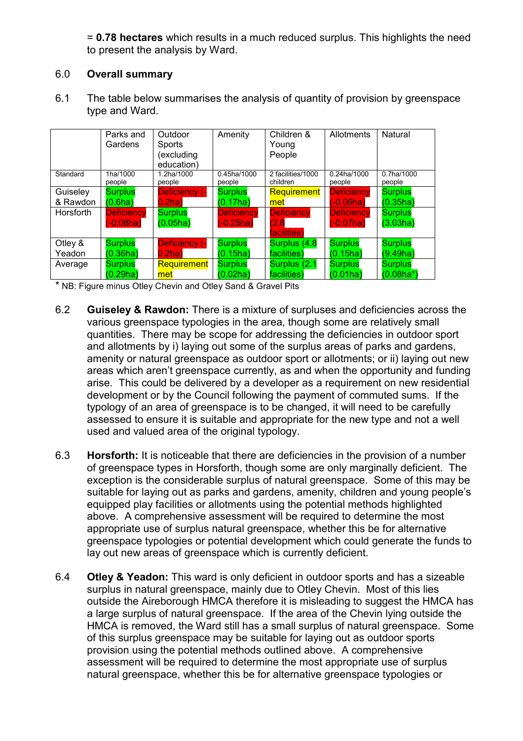= **0.78 hectares** which results in a much reduced surplus. This highlights the need to present the analysis by Ward.

## 6.0 Overall summary

6.1 The table below summarises the analysis of quantity of provision by greenspace type and Ward.

| | Parks and Gardens | Outdoor Sports (excluding education) | Amenity | Children & Young People | Allotments | Natural |
|---|---|---|---|---|---|---|
| Standard | 1ha/1000 people | 1.2ha/1000 people | 0.45ha/1000 people | 2 facilities/1000 children | 0.24ha/1000 people | 0.7ha/1000 people |
| Guiseley & Rawdon | Surplus (0.6ha) | Deficiency (-0.2ha) | Surplus (0.17ha) | Requirement met | Deficiency (-0.06ha) | Surplus (0.35ha) |
| Horsforth | Deficiency (-0.08ha) | Surplus (0.05ha) | Deficiency (-0.25ha) | Deficiency (2.8 facilities) | Deficiency (-0.07ha) | Surplus (3.03ha) |
| Otley & Yeadon | Surplus (0.36ha) | Deficiency (-0.2ha) | Surplus (0.15ha) | Surplus (4.8 facilities) | Surplus (0.15ha) | Surplus (9.49ha) |
| Average | Surplus (0.29ha) | Requirement met | Surplus (0.02ha) | Surplus (2.1 facilities) | Surplus (0.01ha) | Surplus (0.08ha*) |

\* NB: Figure minus Otley Chevin and Otley Sand & Gravel Pits

6.2 **Guiseley & Rawdon:** There is a mixture of surpluses and deficiencies across the various greenspace typologies in the area, though some are relatively small quantities. There may be scope for addressing the deficiencies in outdoor sport and allotments by i) laying out some of the surplus areas of parks and gardens, amenity or natural greenspace as outdoor sport or allotments; or ii) laying out new areas which aren't greenspace currently, as and when the opportunity and funding arise. This could be delivered by a developer as a requirement on new residential development or by the Council following the payment of commuted sums. If the typology of an area of greenspace is to be changed, it will need to be carefully assessed to ensure it is suitable and appropriate for the new type and not a well used and valued area of the original typology.

6.3 **Horsforth:** It is noticeable that there are deficiencies in the provision of a number of greenspace types in Horsforth, though some are only marginally deficient. The exception is the considerable surplus of natural greenspace. Some of this may be suitable for laying out as parks and gardens, amenity, children and young people's equipped play facilities or allotments using the potential methods highlighted above. A comprehensive assessment will be required to determine the most appropriate use of surplus natural greenspace, whether this be for alternative greenspace typologies or potential development which could generate the funds to lay out new areas of greenspace which is currently deficient.

6.4 **Otley & Yeadon:** This ward is only deficient in outdoor sports and has a sizeable surplus in natural greenspace, mainly due to Otley Chevin. Most of this lies outside the Aireborough HMCA therefore it is misleading to suggest the HMCA has a large surplus of natural greenspace. If the area of the Chevin lying outside the HMCA is removed, the Ward still has a small surplus of natural greenspace. Some of this surplus greenspace may be suitable for laying out as outdoor sports provision using the potential methods outlined above. A comprehensive assessment will be required to determine the most appropriate use of surplus natural greenspace, whether this be for alternative greenspace typologies or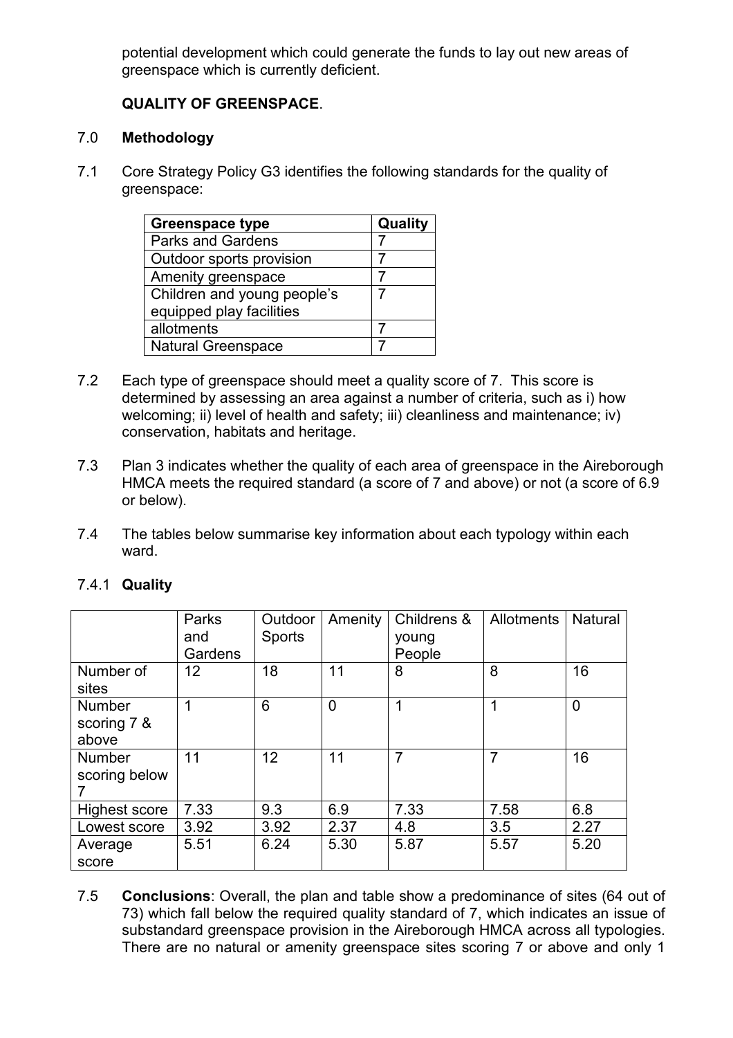potential development which could generate the funds to lay out new areas of greenspace which is currently deficient.

**QUALITY OF GREENSPACE**.

7.0 **Methodology**

7.1 Core Strategy Policy G3 identifies the following standards for the quality of greenspace:

| Greenspace type | Quality |
|---|---|
| Parks and Gardens | 7 |
| Outdoor sports provision | 7 |
| Amenity greenspace | 7 |
| Children and young people's equipped play facilities | 7 |
| allotments | 7 |
| Natural Greenspace | 7 |

7.2 Each type of greenspace should meet a quality score of 7. This score is determined by assessing an area against a number of criteria, such as i) how welcoming; ii) level of health and safety; iii) cleanliness and maintenance; iv) conservation, habitats and heritage.

7.3 Plan 3 indicates whether the quality of each area of greenspace in the Aireborough HMCA meets the required standard (a score of 7 and above) or not (a score of 6.9 or below).

7.4 The tables below summarise key information about each typology within each ward.

7.4.1 **Quality**

| | Parks and Gardens | Outdoor Sports | Amenity | Childrens & young People | Allotments | Natural |
|---|---|---|---|---|---|---|
| Number of sites | 12 | 18 | 11 | 8 | 8 | 16 |
| Number scoring 7 & above | 1 | 6 | 0 | 1 | 1 | 0 |
| Number scoring below 7 | 11 | 12 | 11 | 7 | 7 | 16 |
| Highest score | 7.33 | 9.3 | 6.9 | 7.33 | 7.58 | 6.8 |
| Lowest score | 3.92 | 3.92 | 2.37 | 4.8 | 3.5 | 2.27 |
| Average score | 5.51 | 6.24 | 5.30 | 5.87 | 5.57 | 5.20 |

7.5 **Conclusions**: Overall, the plan and table show a predominance of sites (64 out of 73) which fall below the required quality standard of 7, which indicates an issue of substandard greenspace provision in the Aireborough HMCA across all typologies. There are no natural or amenity greenspace sites scoring 7 or above and only 1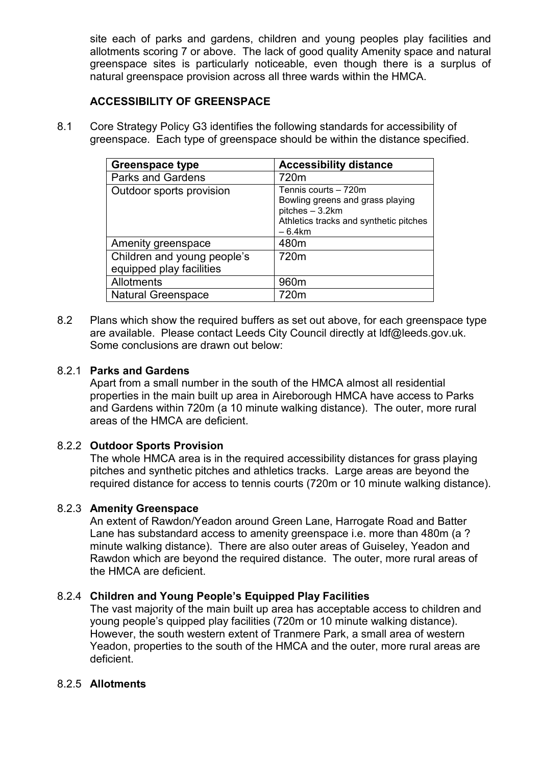site each of parks and gardens, children and young peoples play facilities and allotments scoring 7 or above. The lack of good quality Amenity space and natural greenspace sites is particularly noticeable, even though there is a surplus of natural greenspace provision across all three wards within the HMCA.

## ACCESSIBILITY OF GREENSPACE

8.1 Core Strategy Policy G3 identifies the following standards for accessibility of greenspace. Each type of greenspace should be within the distance specified.

| Greenspace type | Accessibility distance |
|---|---|
| Parks and Gardens | 720m |
| Outdoor sports provision | Tennis courts – 720m<br>Bowling greens and grass playing pitches – 3.2km<br>Athletics tracks and synthetic pitches – 6.4km |
| Amenity greenspace | 480m |
| Children and young people's equipped play facilities | 720m |
| Allotments | 960m |
| Natural Greenspace | 720m |

8.2 Plans which show the required buffers as set out above, for each greenspace type are available. Please contact Leeds City Council directly at ldf@leeds.gov.uk. Some conclusions are drawn out below:

### 8.2.1 Parks and Gardens

Apart from a small number in the south of the HMCA almost all residential properties in the main built up area in Aireborough HMCA have access to Parks and Gardens within 720m (a 10 minute walking distance). The outer, more rural areas of the HMCA are deficient.

### 8.2.2 Outdoor Sports Provision

The whole HMCA area is in the required accessibility distances for grass playing pitches and synthetic pitches and athletics tracks. Large areas are beyond the required distance for access to tennis courts (720m or 10 minute walking distance).

### 8.2.3 Amenity Greenspace

An extent of Rawdon/Yeadon around Green Lane, Harrogate Road and Batter Lane has substandard access to amenity greenspace i.e. more than 480m (a ? minute walking distance). There are also outer areas of Guiseley, Yeadon and Rawdon which are beyond the required distance. The outer, more rural areas of the HMCA are deficient.

### 8.2.4 Children and Young People's Equipped Play Facilities

The vast majority of the main built up area has acceptable access to children and young people's quipped play facilities (720m or 10 minute walking distance). However, the south western extent of Tranmere Park, a small area of western Yeadon, properties to the south of the HMCA and the outer, more rural areas are deficient.

### 8.2.5 Allotments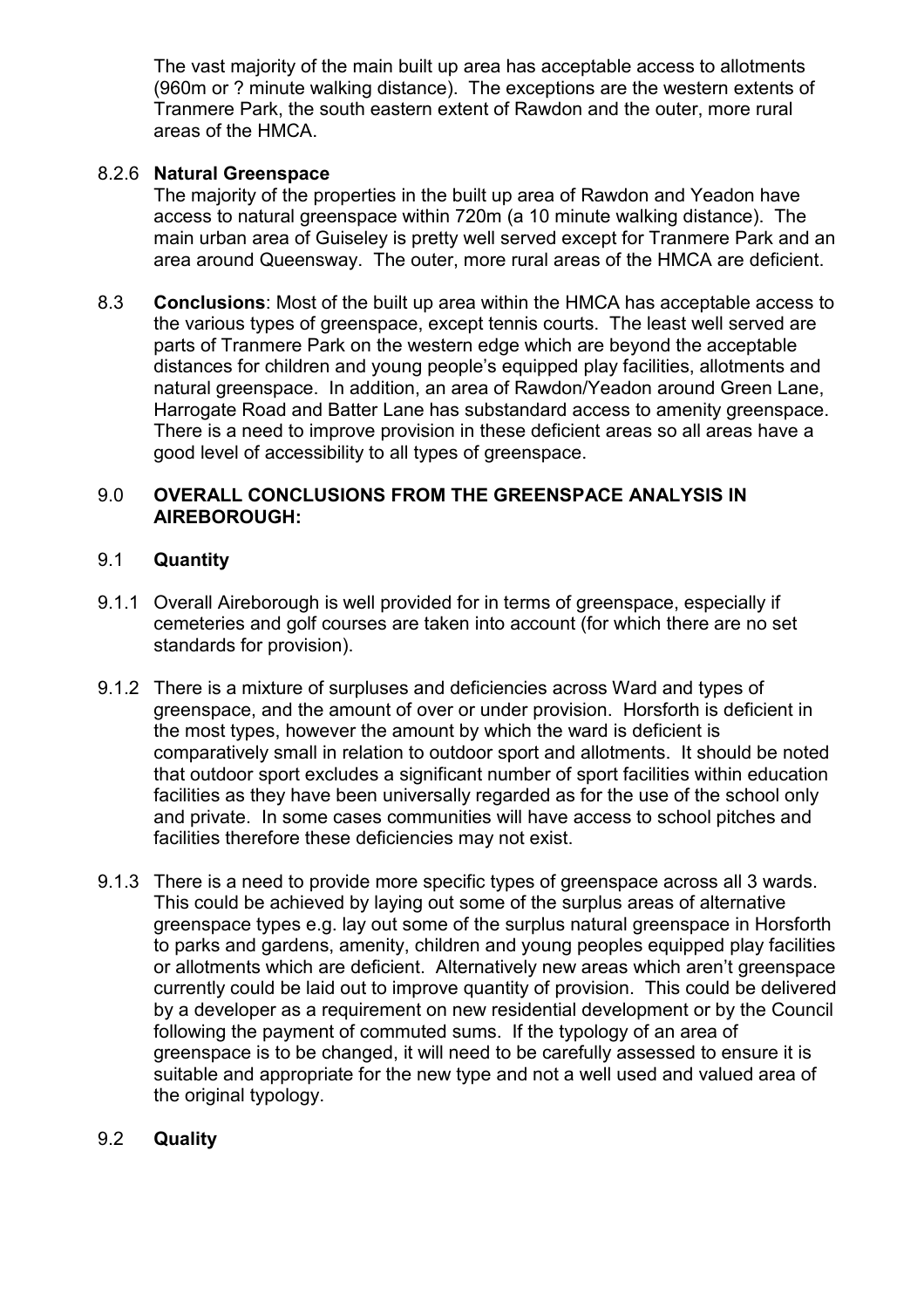The vast majority of the main built up area has acceptable access to allotments (960m or ? minute walking distance). The exceptions are the western extents of Tranmere Park, the south eastern extent of Rawdon and the outer, more rural areas of the HMCA.

8.2.6 **Natural Greenspace**

The majority of the properties in the built up area of Rawdon and Yeadon have access to natural greenspace within 720m (a 10 minute walking distance). The main urban area of Guiseley is pretty well served except for Tranmere Park and an area around Queensway. The outer, more rural areas of the HMCA are deficient.

8.3 **Conclusions**: Most of the built up area within the HMCA has acceptable access to the various types of greenspace, except tennis courts. The least well served are parts of Tranmere Park on the western edge which are beyond the acceptable distances for children and young people's equipped play facilities, allotments and natural greenspace. In addition, an area of Rawdon/Yeadon around Green Lane, Harrogate Road and Batter Lane has substandard access to amenity greenspace. There is a need to improve provision in these deficient areas so all areas have a good level of accessibility to all types of greenspace.

## 9.0 OVERALL CONCLUSIONS FROM THE GREENSPACE ANALYSIS IN AIREBOROUGH:

### 9.1 Quantity

9.1.1 Overall Aireborough is well provided for in terms of greenspace, especially if cemeteries and golf courses are taken into account (for which there are no set standards for provision).

9.1.2 There is a mixture of surpluses and deficiencies across Ward and types of greenspace, and the amount of over or under provision. Horsforth is deficient in the most types, however the amount by which the ward is deficient is comparatively small in relation to outdoor sport and allotments. It should be noted that outdoor sport excludes a significant number of sport facilities within education facilities as they have been universally regarded as for the use of the school only and private. In some cases communities will have access to school pitches and facilities therefore these deficiencies may not exist.

9.1.3 There is a need to provide more specific types of greenspace across all 3 wards. This could be achieved by laying out some of the surplus areas of alternative greenspace types e.g. lay out some of the surplus natural greenspace in Horsforth to parks and gardens, amenity, children and young peoples equipped play facilities or allotments which are deficient. Alternatively new areas which aren't greenspace currently could be laid out to improve quantity of provision. This could be delivered by a developer as a requirement on new residential development or by the Council following the payment of commuted sums. If the typology of an area of greenspace is to be changed, it will need to be carefully assessed to ensure it is suitable and appropriate for the new type and not a well used and valued area of the original typology.

### 9.2 Quality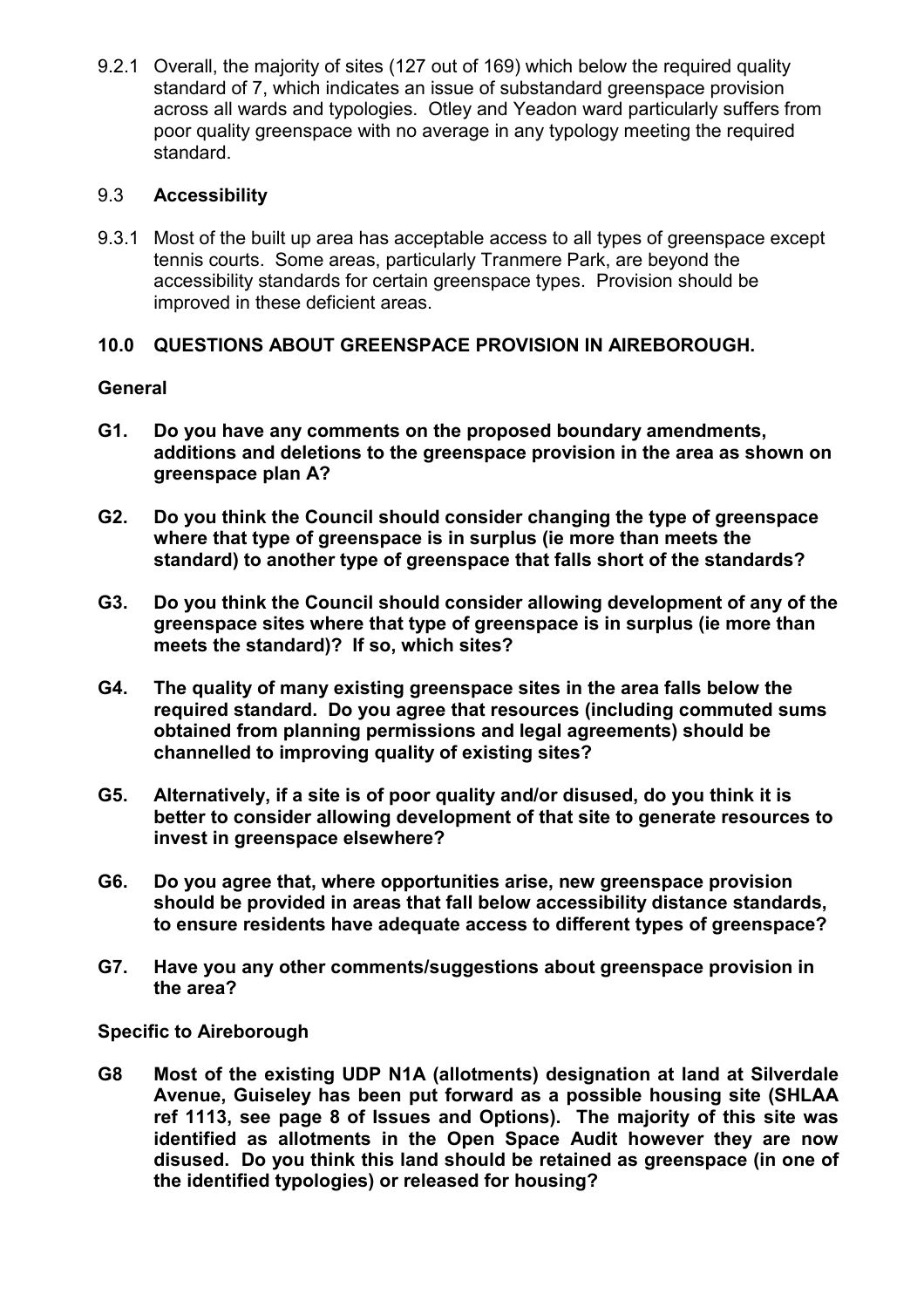9.2.1 Overall, the majority of sites (127 out of 169) which below the required quality standard of 7, which indicates an issue of substandard greenspace provision across all wards and typologies. Otley and Yeadon ward particularly suffers from poor quality greenspace with no average in any typology meeting the required standard.

### 9.3 Accessibility

9.3.1 Most of the built up area has acceptable access to all types of greenspace except tennis courts. Some areas, particularly Tranmere Park, are beyond the accessibility standards for certain greenspace types. Provision should be improved in these deficient areas.

## 10.0 QUESTIONS ABOUT GREENSPACE PROVISION IN AIREBOROUGH.

### General

**G1. Do you have any comments on the proposed boundary amendments, additions and deletions to the greenspace provision in the area as shown on greenspace plan A?**

**G2. Do you think the Council should consider changing the type of greenspace where that type of greenspace is in surplus (ie more than meets the standard) to another type of greenspace that falls short of the standards?**

**G3. Do you think the Council should consider allowing development of any of the greenspace sites where that type of greenspace is in surplus (ie more than meets the standard)? If so, which sites?**

**G4. The quality of many existing greenspace sites in the area falls below the required standard. Do you agree that resources (including commuted sums obtained from planning permissions and legal agreements) should be channelled to improving quality of existing sites?**

**G5. Alternatively, if a site is of poor quality and/or disused, do you think it is better to consider allowing development of that site to generate resources to invest in greenspace elsewhere?**

**G6. Do you agree that, where opportunities arise, new greenspace provision should be provided in areas that fall below accessibility distance standards, to ensure residents have adequate access to different types of greenspace?**

**G7. Have you any other comments/suggestions about greenspace provision in the area?**

### Specific to Aireborough

**G8 Most of the existing UDP N1A (allotments) designation at land at Silverdale Avenue, Guiseley has been put forward as a possible housing site (SHLAA ref 1113, see page 8 of Issues and Options). The majority of this site was identified as allotments in the Open Space Audit however they are now disused. Do you think this land should be retained as greenspace (in one of the identified typologies) or released for housing?**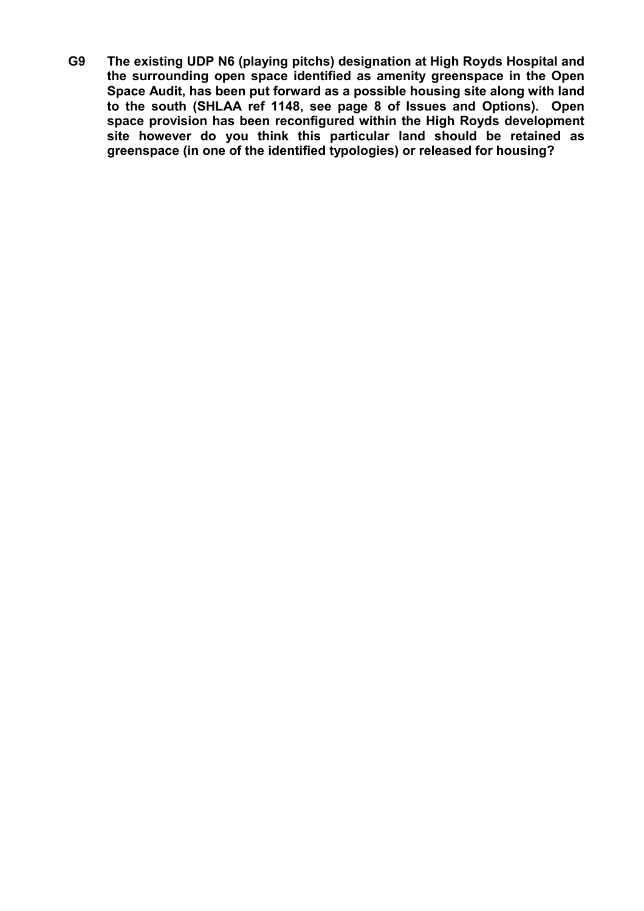**G9 The existing UDP N6 (playing pitchs) designation at High Royds Hospital and the surrounding open space identified as amenity greenspace in the Open Space Audit, has been put forward as a possible housing site along with land to the south (SHLAA ref 1148, see page 8 of Issues and Options). Open space provision has been reconfigured within the High Royds development site however do you think this particular land should be retained as greenspace (in one of the identified typologies) or released for housing?**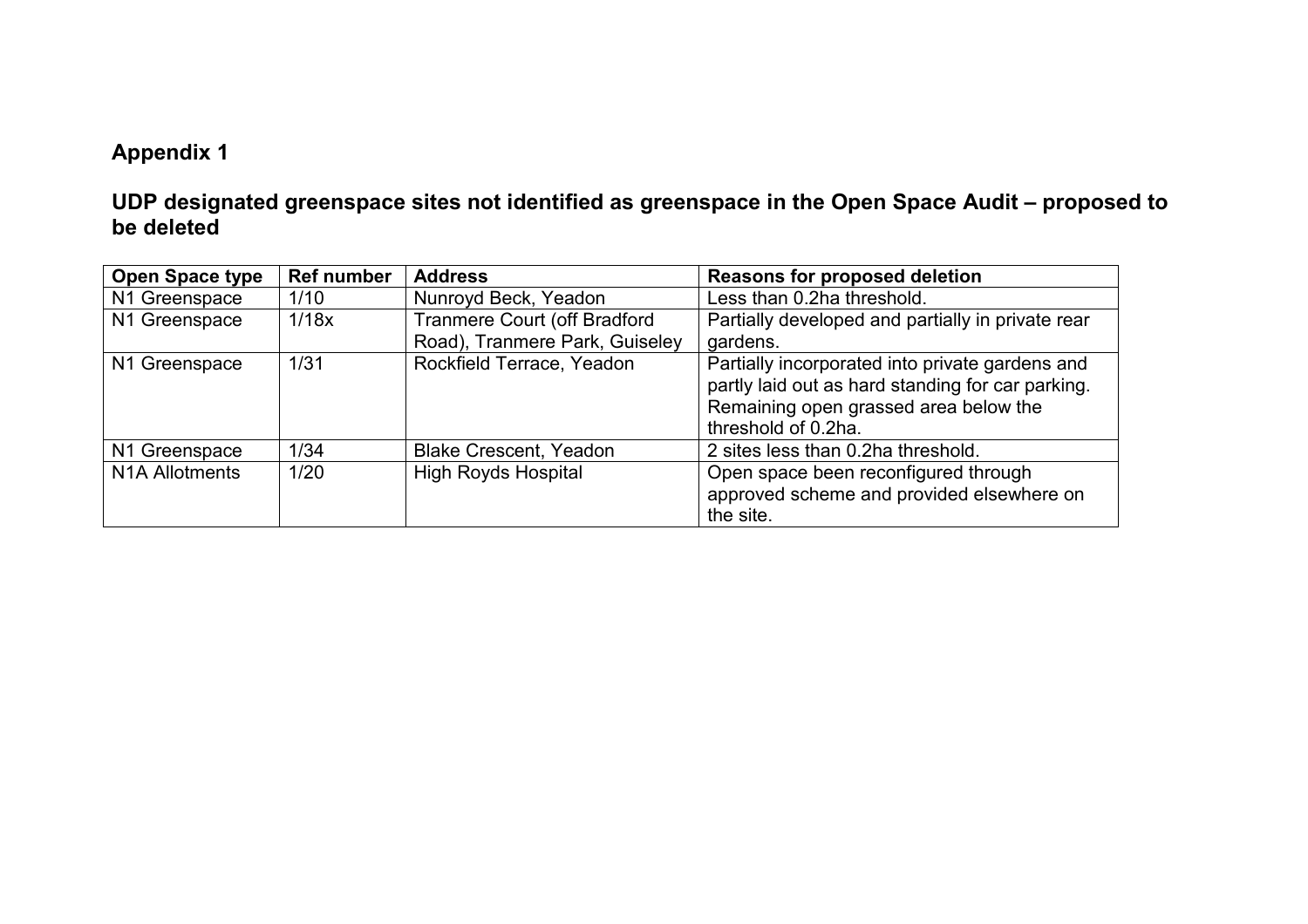# Appendix 1

## UDP designated greenspace sites not identified as greenspace in the Open Space Audit – proposed to be deleted

| Open Space type | Ref number | Address | Reasons for proposed deletion |
|---|---|---|---|
| N1 Greenspace | 1/10 | Nunroyd Beck, Yeadon | Less than 0.2ha threshold. |
| N1 Greenspace | 1/18x | Tranmere Court (off Bradford Road), Tranmere Park, Guiseley | Partially developed and partially in private rear gardens. |
| N1 Greenspace | 1/31 | Rockfield Terrace, Yeadon | Partially incorporated into private gardens and partly laid out as hard standing for car parking. Remaining open grassed area below the threshold of 0.2ha. |
| N1 Greenspace | 1/34 | Blake Crescent, Yeadon | 2 sites less than 0.2ha threshold. |
| N1A Allotments | 1/20 | High Royds Hospital | Open space been reconfigured through approved scheme and provided elsewhere on the site. |